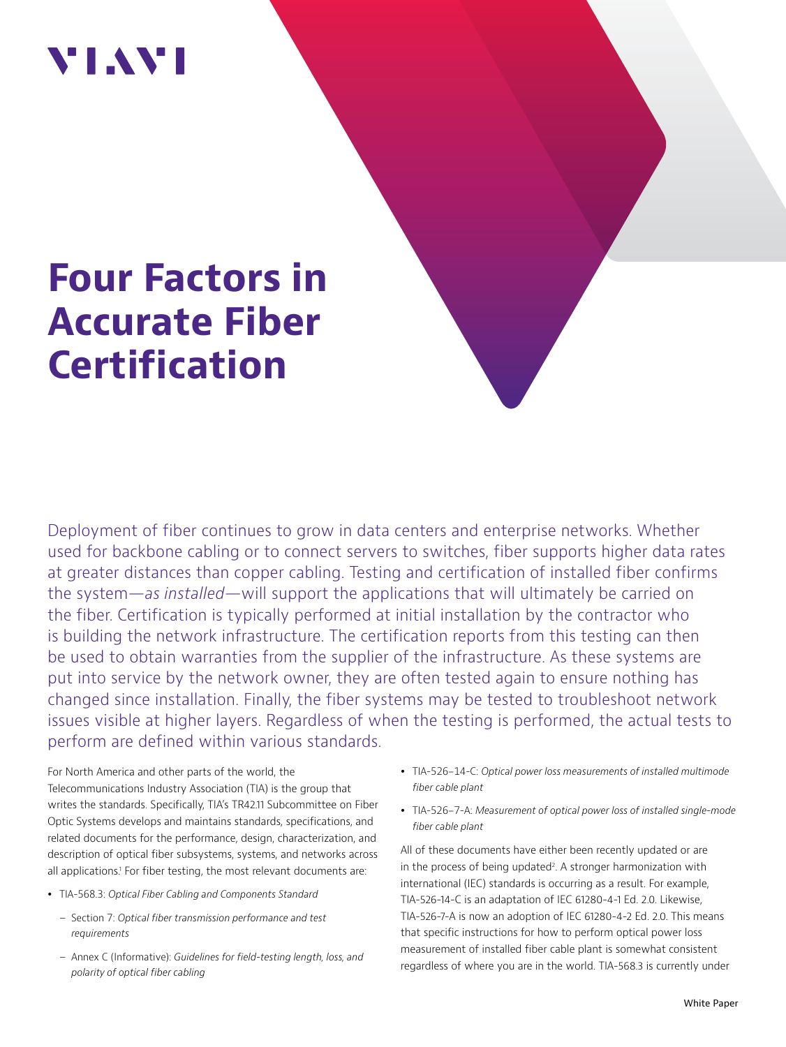VIAVI

# Four Factors in Accurate Fiber Certification

Deployment of fiber continues to grow in data centers and enterprise networks. Whether used for backbone cabling or to connect servers to switches, fiber supports higher data rates at greater distances than copper cabling. Testing and certification of installed fiber confirms the system—*as installed*—will support the applications that will ultimately be carried on the fiber. Certification is typically performed at initial installation by the contractor who is building the network infrastructure. The certification reports from this testing can then be used to obtain warranties from the supplier of the infrastructure. As these systems are put into service by the network owner, they are often tested again to ensure nothing has changed since installation. Finally, the fiber systems may be tested to troubleshoot network issues visible at higher layers. Regardless of when the testing is performed, the actual tests to perform are defined within various standards.

For North America and other parts of the world, the Telecommunications Industry Association (TIA) is the group that writes the standards. Specifically, TIA's TR42.11 Subcommittee on Fiber Optic Systems develops and maintains standards, specifications, and related documents for the performance, design, characterization, and description of optical fiber subsystems, systems, and networks across all applications.[1] For fiber testing, the most relevant documents are:

- TIA-568.3: *Optical Fiber Cabling and Components Standard*
  - Section 7: *Optical fiber transmission performance and test requirements*
  - Annex C (Informative): *Guidelines for field-testing length, loss, and polarity of optical fiber cabling*
- TIA-526-14-C: *Optical power loss measurements of installed multimode fiber cable plant*
- TIA-526-7-A: *Measurement of optical power loss of installed single-mode fiber cable plant*

All of these documents have either been recently updated or are in the process of being updated[2]. A stronger harmonization with international (IEC) standards is occurring as a result. For example, TIA-526-14-C is an adaptation of IEC 61280-4-1 Ed. 2.0. Likewise, TIA-526-7-A is now an adoption of IEC 61280-4-2 Ed. 2.0. This means that specific instructions for how to perform optical power loss measurement of installed fiber cable plant is somewhat consistent regardless of where you are in the world. TIA-568.3 is currently under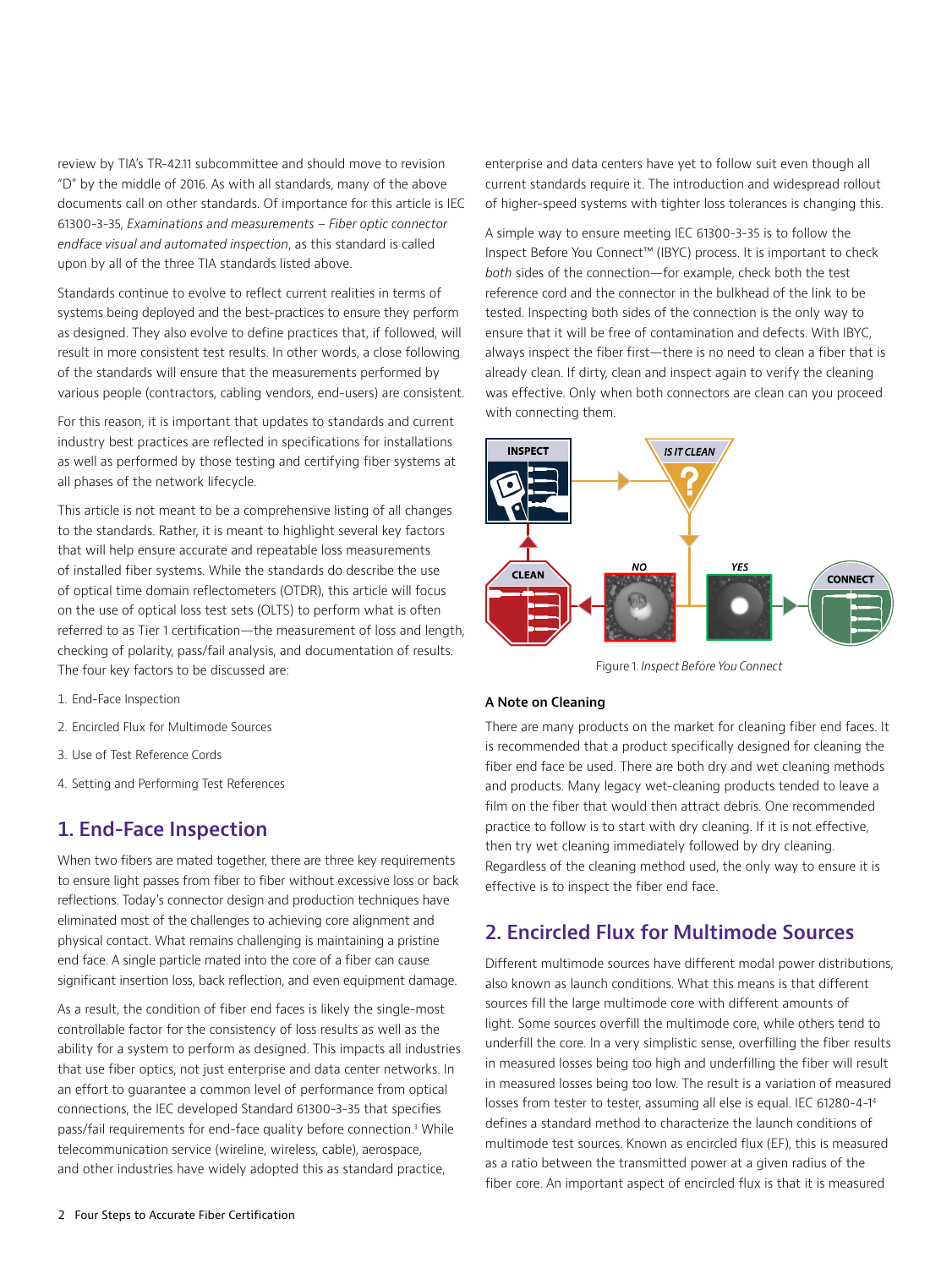review by TIA's TR-42.11 subcommittee and should move to revision "D" by the middle of 2016. As with all standards, many of the above documents call on other standards. Of importance for this article is IEC 61300-3-35, *Examinations and measurements – Fiber optic connector endface visual and automated inspection*, as this standard is called upon by all of the three TIA standards listed above.

Standards continue to evolve to reflect current realities in terms of systems being deployed and the best-practices to ensure they perform as designed. They also evolve to define practices that, if followed, will result in more consistent test results. In other words, a close following of the standards will ensure that the measurements performed by various people (contractors, cabling vendors, end-users) are consistent.

For this reason, it is important that updates to standards and current industry best practices are reflected in specifications for installations as well as performed by those testing and certifying fiber systems at all phases of the network lifecycle.

This article is not meant to be a comprehensive listing of all changes to the standards. Rather, it is meant to highlight several key factors that will help ensure accurate and repeatable loss measurements of installed fiber systems. While the standards do describe the use of optical time domain reflectometers (OTDR), this article will focus on the use of optical loss test sets (OLTS) to perform what is often referred to as Tier 1 certification—the measurement of loss and length, checking of polarity, pass/fail analysis, and documentation of results. The four key factors to be discussed are:

1. End-Face Inspection
2. Encircled Flux for Multimode Sources
3. Use of Test Reference Cords
4. Setting and Performing Test References

## 1. End-Face Inspection

When two fibers are mated together, there are three key requirements to ensure light passes from fiber to fiber without excessive loss or back reflections. Today's connector design and production techniques have eliminated most of the challenges to achieving core alignment and physical contact. What remains challenging is maintaining a pristine end face. A single particle mated into the core of a fiber can cause significant insertion loss, back reflection, and even equipment damage.

As a result, the condition of fiber end faces is likely the single-most controllable factor for the consistency of loss results as well as the ability for a system to perform as designed. This impacts all industries that use fiber optics, not just enterprise and data center networks. In an effort to guarantee a common level of performance from optical connections, the IEC developed Standard 61300-3-35 that specifies pass/fail requirements for end-face quality before connection.[3] While telecommunication service (wireline, wireless, cable), aerospace, and other industries have widely adopted this as standard practice, enterprise and data centers have yet to follow suit even though all current standards require it. The introduction and widespread rollout of higher-speed systems with tighter loss tolerances is changing this.

A simple way to ensure meeting IEC 61300-3-35 is to follow the Inspect Before You Connect™ (IBYC) process. It is important to check *both* sides of the connection—for example, check both the test reference cord and the connector in the bulkhead of the link to be tested. Inspecting both sides of the connection is the only way to ensure that it will be free of contamination and defects. With IBYC, always inspect the fiber first—there is no need to clean a fiber that is already clean. If dirty, clean and inspect again to verify the cleaning was effective. Only when both connectors are clean can you proceed with connecting them.

Figure 1. *Inspect Before You Connect*

### A Note on Cleaning

There are many products on the market for cleaning fiber end faces. It is recommended that a product specifically designed for cleaning the fiber end face be used. There are both dry and wet cleaning methods and products. Many legacy wet-cleaning products tended to leave a film on the fiber that would then attract debris. One recommended practice to follow is to start with dry cleaning. If it is not effective, then try wet cleaning immediately followed by dry cleaning. Regardless of the cleaning method used, the only way to ensure it is effective is to inspect the fiber end face.

## 2. Encircled Flux for Multimode Sources

Different multimode sources have different modal power distributions, also known as launch conditions. What this means is that different sources fill the large multimode core with different amounts of light. Some sources overfill the multimode core, while others tend to underfill the core. In a very simplistic sense, overfilling the fiber results in measured losses being too high and underfilling the fiber will result in measured losses being too low. The result is a variation of measured losses from tester to tester, assuming all else is equal. IEC 61280-4-1[4] defines a standard method to characterize the launch conditions of multimode test sources. Known as encircled flux (EF), this is measured as a ratio between the transmitted power at a given radius of the fiber core. An important aspect of encircled flux is that it is measured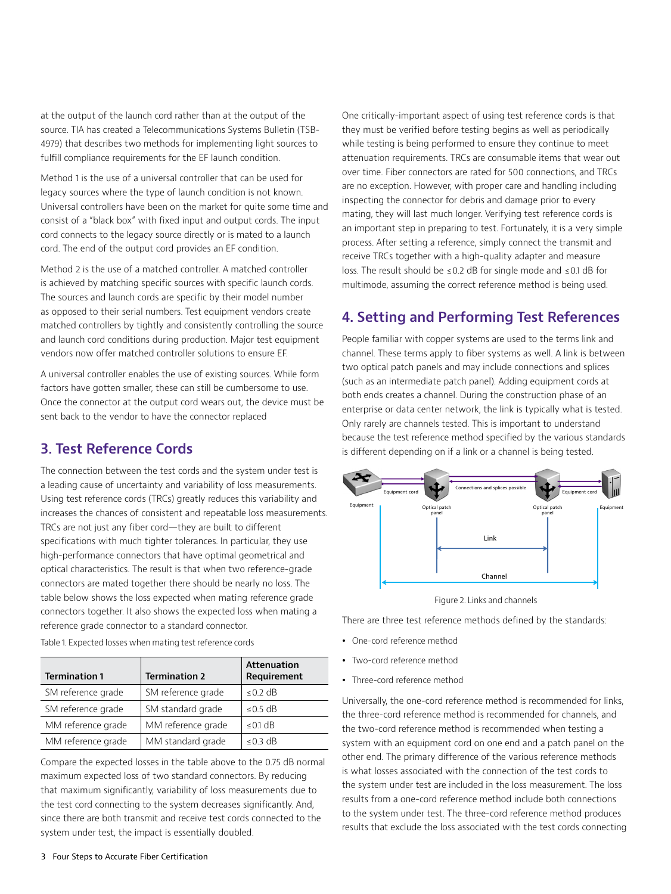at the output of the launch cord rather than at the output of the source. TIA has created a Telecommunications Systems Bulletin (TSB-4979) that describes two methods for implementing light sources to fulfill compliance requirements for the EF launch condition.

Method 1 is the use of a universal controller that can be used for legacy sources where the type of launch condition is not known. Universal controllers have been on the market for quite some time and consist of a "black box" with fixed input and output cords. The input cord connects to the legacy source directly or is mated to a launch cord. The end of the output cord provides an EF condition.

Method 2 is the use of a matched controller. A matched controller is achieved by matching specific sources with specific launch cords. The sources and launch cords are specific by their model number as opposed to their serial numbers. Test equipment vendors create matched controllers by tightly and consistently controlling the source and launch cord conditions during production. Major test equipment vendors now offer matched controller solutions to ensure EF.

A universal controller enables the use of existing sources. While form factors have gotten smaller, these can still be cumbersome to use. Once the connector at the output cord wears out, the device must be sent back to the vendor to have the connector replaced

## 3. Test Reference Cords

The connection between the test cords and the system under test is a leading cause of uncertainty and variability of loss measurements. Using test reference cords (TRCs) greatly reduces this variability and increases the chances of consistent and repeatable loss measurements. TRCs are not just any fiber cord—they are built to different specifications with much tighter tolerances. In particular, they use high-performance connectors that have optimal geometrical and optical characteristics. The result is that when two reference-grade connectors are mated together there should be nearly no loss. The table below shows the loss expected when mating reference grade connectors together. It also shows the expected loss when mating a reference grade connector to a standard connector.

Table 1. Expected losses when mating test reference cords

| Termination 1 | Termination 2 | Attenuation Requirement |
|---|---|---|
| SM reference grade | SM reference grade | ≤0.2 dB |
| SM reference grade | SM standard grade | ≤0.5 dB |
| MM reference grade | MM reference grade | ≤0.1 dB |
| MM reference grade | MM standard grade | ≤0.3 dB |

Compare the expected losses in the table above to the 0.75 dB normal maximum expected loss of two standard connectors. By reducing that maximum significantly, variability of loss measurements due to the test cord connecting to the system decreases significantly. And, since there are both transmit and receive test cords connected to the system under test, the impact is essentially doubled.

One critically-important aspect of using test reference cords is that they must be verified before testing begins as well as periodically while testing is being performed to ensure they continue to meet attenuation requirements. TRCs are consumable items that wear out over time. Fiber connectors are rated for 500 connections, and TRCs are no exception. However, with proper care and handling including inspecting the connector for debris and damage prior to every mating, they will last much longer. Verifying test reference cords is an important step in preparing to test. Fortunately, it is a very simple process. After setting a reference, simply connect the transmit and receive TRCs together with a high-quality adapter and measure loss. The result should be ≤0.2 dB for single mode and ≤0.1 dB for multimode, assuming the correct reference method is being used.

## 4. Setting and Performing Test References

People familiar with copper systems are used to the terms link and channel. These terms apply to fiber systems as well. A link is between two optical patch panels and may include connections and splices (such as an intermediate patch panel). Adding equipment cords at both ends creates a channel. During the construction phase of an enterprise or data center network, the link is typically what is tested. Only rarely are channels tested. This is important to understand because the test reference method specified by the various standards is different depending on if a link or a channel is being tested.

Figure 2. Links and channels

There are three test reference methods defined by the standards:

- One-cord reference method
- Two-cord reference method
- Three-cord reference method

Universally, the one-cord reference method is recommended for links, the three-cord reference method is recommended for channels, and the two-cord reference method is recommended when testing a system with an equipment cord on one end and a patch panel on the other end. The primary difference of the various reference methods is what losses associated with the connection of the test cords to the system under test are included in the loss measurement. The loss results from a one-cord reference method include both connections to the system under test. The three-cord reference method produces results that exclude the loss associated with the test cords connecting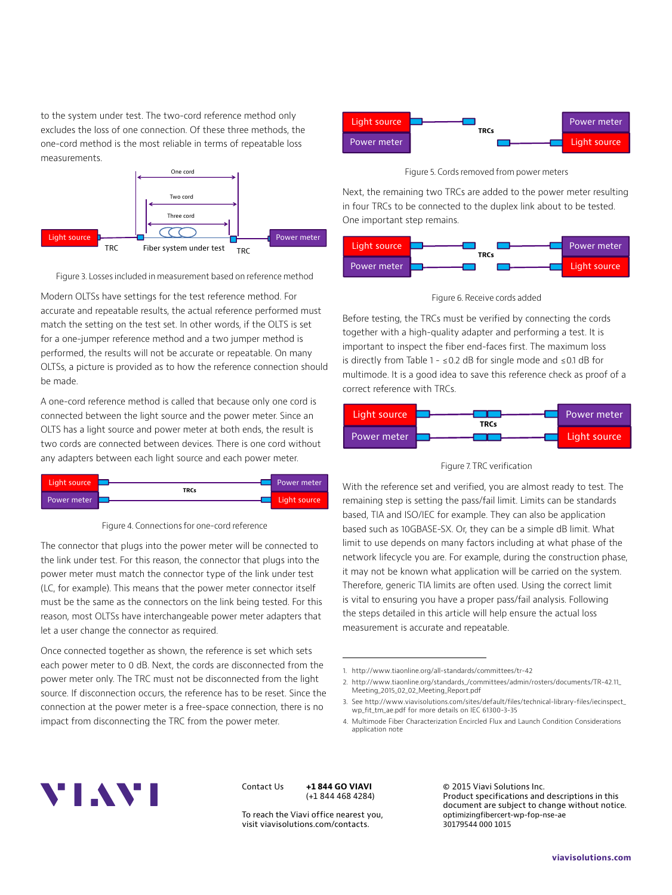to the system under test. The two-cord reference method only excludes the loss of one connection. Of these three methods, the one-cord method is the most reliable in terms of repeatable loss measurements.

One cord

Two cord

Three cord

Light source

TRC

Fiber system under test

TRC

Power meter

Figure 3. Losses included in measurement based on reference method

Modern OLTSs have settings for the test reference method. For accurate and repeatable results, the actual reference performed must match the setting on the test set. In other words, if the OLTS is set for a one-jumper reference method and a two jumper method is performed, the results will not be accurate or repeatable. On many OLTSs, a picture is provided as to how the reference connection should be made.

A one-cord reference method is called that because only one cord is connected between the light source and the power meter. Since an OLTS has a light source and power meter at both ends, the result is two cords are connected between devices. There is one cord without any adapters between each light source and each power meter.

Light source

Power meter

TRCs

Power meter

Light source

Figure 4. Connections for one-cord reference

The connector that plugs into the power meter will be connected to the link under test. For this reason, the connector that plugs into the power meter must match the connector type of the link under test (LC, for example). This means that the power meter connector itself must be the same as the connectors on the link being tested. For this reason, most OLTSs have interchangeable power meter adapters that let a user change the connector as required.

Once connected together as shown, the reference is set which sets each power meter to 0 dB. Next, the cords are disconnected from the power meter only. The TRC must not be disconnected from the light source. If disconnection occurs, the reference has to be reset. Since the connection at the power meter is a free-space connection, there is no impact from disconnecting the TRC from the power meter.

Light source

Power meter

TRCs

Power meter

Light source

Figure 5. Cords removed from power meters

Next, the remaining two TRCs are added to the power meter resulting in four TRCs to be connected to the duplex link about to be tested. One important step remains.

Light source

Power meter

TRCs

Power meter

Light source

Figure 6. Receive cords added

Before testing, the TRCs must be verified by connecting the cords together with a high-quality adapter and performing a test. It is important to inspect the fiber end-faces first. The maximum loss is directly from Table 1 - ≤0.2 dB for single mode and ≤0.1 dB for multimode. It is a good idea to save this reference check as proof of a correct reference with TRCs.

Light source

Power meter

TRCs

Power meter

Light source

Figure 7. TRC verification

With the reference set and verified, you are almost ready to test. The remaining step is setting the pass/fail limit. Limits can be standards based, TIA and ISO/IEC for example. They can also be application based such as 10GBASE-SX. Or, they can be a simple dB limit. What limit to use depends on many factors including at what phase of the network lifecycle you are. For example, during the construction phase, it may not be known what application will be carried on the system. Therefore, generic TIA limits are often used. Using the correct limit is vital to ensuring you have a proper pass/fail analysis. Following the steps detailed in this article will help ensure the actual loss measurement is accurate and repeatable.

1. http://www.tiaonline.org/all-standards/committees/tr-42
2. http://www.tiaonline.org/standards_/committees/admin/rosters/documents/TR-42.11_Meeting_2015_02_02_Meeting_Report.pdf
3. See http://www.viavisolutions.com/sites/default/files/technical-library-files/iecinspect_wp_fit_tm_ae.pdf for more details on IEC 61300-3-35
4. Multimode Fiber Characterization Encircled Flux and Launch Condition Considerations application note

VIAVI

Contact Us **+1 844 GO VIAVI**
(+1 844 468 4284)

To reach the Viavi office nearest you, visit viavisolutions.com/contacts.

© 2015 Viavi Solutions Inc.
Product specifications and descriptions in this document are subject to change without notice.
optimizingfibercert-wp-fop-nse-ae
30179544 000 1015

**viavisolutions.com**